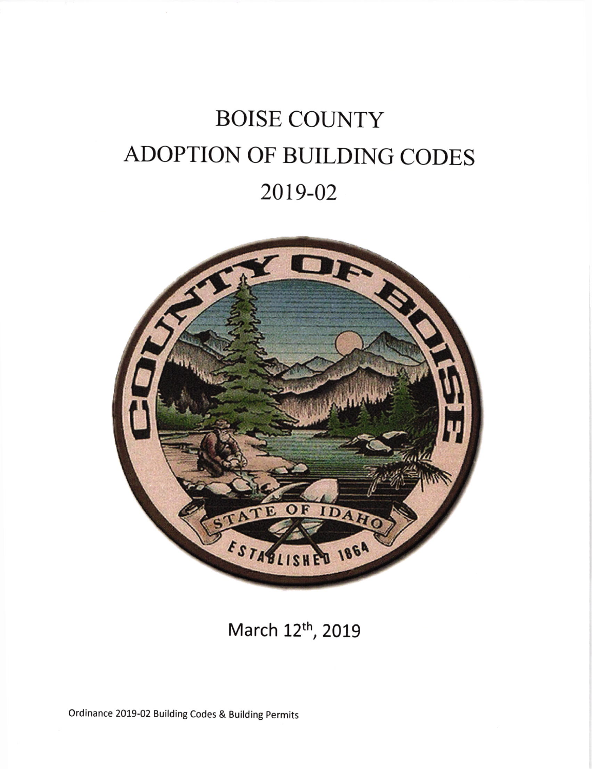# BOISE COUNTY
# ADOPTION OF BUILDING CODES
# 2019-02

March 12th, 2019

Ordinance 2019-02 Building Codes & Building Permits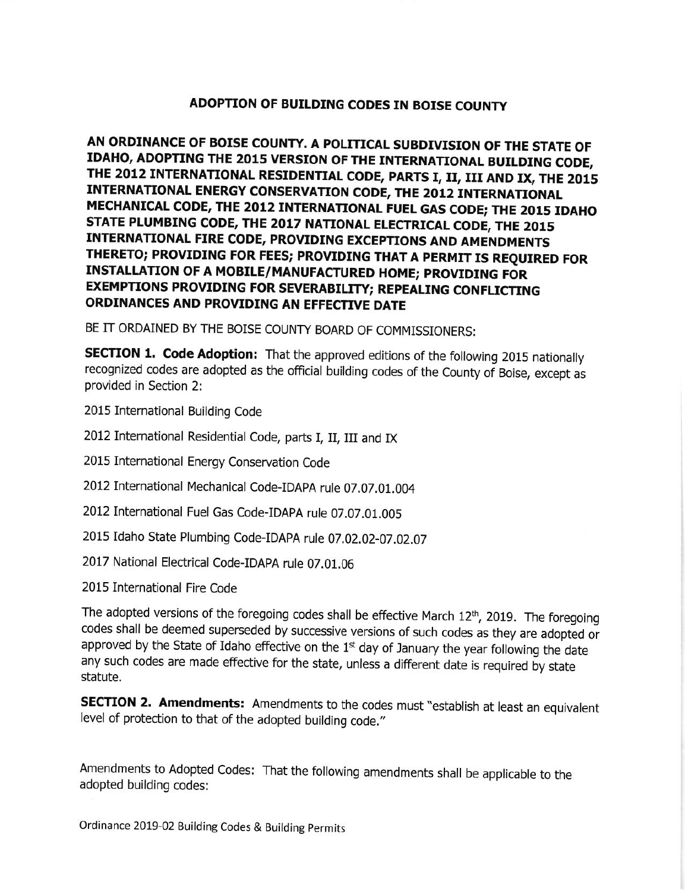# ADOPTION OF BUILDING CODES IN BOISE COUNTY

## AN ORDINANCE OF BOISE COUNTY. A POLITICAL SUBDIVISION OF THE STATE OF IDAHO, ADOPTING THE 2015 VERSION OF THE INTERNATIONAL BUILDING CODE, THE 2012 INTERNATIONAL RESIDENTIAL CODE, PARTS I, II, III AND IX, THE 2015 INTERNATIONAL ENERGY CONSERVATION CODE, THE 2012 INTERNATIONAL MECHANICAL CODE, THE 2012 INTERNATIONAL FUEL GAS CODE; THE 2015 IDAHO STATE PLUMBING CODE, THE 2017 NATIONAL ELECTRICAL CODE, THE 2015 INTERNATIONAL FIRE CODE, PROVIDING EXCEPTIONS AND AMENDMENTS THERETO; PROVIDING FOR FEES; PROVIDING THAT A PERMIT IS REQUIRED FOR INSTALLATION OF A MOBILE/MANUFACTURED HOME; PROVIDING FOR EXEMPTIONS PROVIDING FOR SEVERABILITY; REPEALING CONFLICTING ORDINANCES AND PROVIDING AN EFFECTIVE DATE

BE IT ORDAINED BY THE BOISE COUNTY BOARD OF COMMISSIONERS:

**SECTION 1. Code Adoption:** That the approved editions of the following 2015 nationally recognized codes are adopted as the official building codes of the County of Boise, except as provided in Section 2:

2015 International Building Code

2012 International Residential Code, parts I, II, III and IX

2015 International Energy Conservation Code

2012 International Mechanical Code-IDAPA rule 07.07.01.004

2012 International Fuel Gas Code-IDAPA rule 07.07.01.005

2015 Idaho State Plumbing Code-IDAPA rule 07.02.02-07.02.07

2017 National Electrical Code-IDAPA rule 07.01.06

2015 International Fire Code

The adopted versions of the foregoing codes shall be effective March 12th, 2019. The foregoing codes shall be deemed superseded by successive versions of such codes as they are adopted or approved by the State of Idaho effective on the 1st day of January the year following the date any such codes are made effective for the state, unless a different date is required by state statute.

**SECTION 2. Amendments:** Amendments to the codes must "establish at least an equivalent level of protection to that of the adopted building code."

Amendments to Adopted Codes: That the following amendments shall be applicable to the adopted building codes: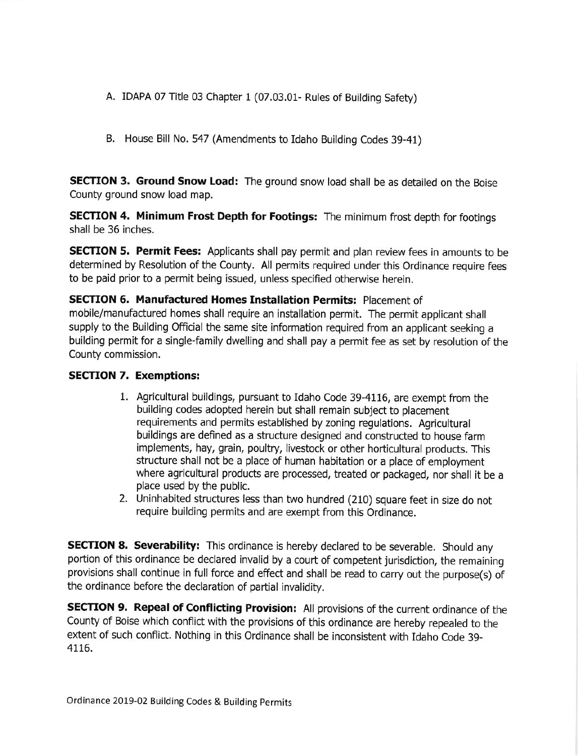A. IDAPA 07 Title 03 Chapter 1 (07.03.01- Rules of Building Safety)

B. House Bill No. 547 (Amendments to Idaho Building Codes 39-41)

**SECTION 3. Ground Snow Load:** The ground snow load shall be as detailed on the Boise County ground snow load map.

**SECTION 4. Minimum Frost Depth for Footings:** The minimum frost depth for footings shall be 36 inches.

**SECTION 5. Permit Fees:** Applicants shall pay permit and plan review fees in amounts to be determined by Resolution of the County. All permits required under this Ordinance require fees to be paid prior to a permit being issued, unless specified otherwise herein.

**SECTION 6. Manufactured Homes Installation Permits:** Placement of mobile/manufactured homes shall require an installation permit. The permit applicant shall supply to the Building Official the same site information required from an applicant seeking a building permit for a single-family dwelling and shall pay a permit fee as set by resolution of the County commission.

**SECTION 7. Exemptions:**

1. Agricultural buildings, pursuant to Idaho Code 39-4116, are exempt from the building codes adopted herein but shall remain subject to placement requirements and permits established by zoning regulations. Agricultural buildings are defined as a structure designed and constructed to house farm implements, hay, grain, poultry, livestock or other horticultural products. This structure shall not be a place of human habitation or a place of employment where agricultural products are processed, treated or packaged, nor shall it be a place used by the public.
2. Uninhabited structures less than two hundred (210) square feet in size do not require building permits and are exempt from this Ordinance.

**SECTION 8. Severability:** This ordinance is hereby declared to be severable. Should any portion of this ordinance be declared invalid by a court of competent jurisdiction, the remaining provisions shall continue in full force and effect and shall be read to carry out the purpose(s) of the ordinance before the declaration of partial invalidity.

**SECTION 9. Repeal of Conflicting Provision:** All provisions of the current ordinance of the County of Boise which conflict with the provisions of this ordinance are hereby repealed to the extent of such conflict. Nothing in this Ordinance shall be inconsistent with Idaho Code 39-4116.